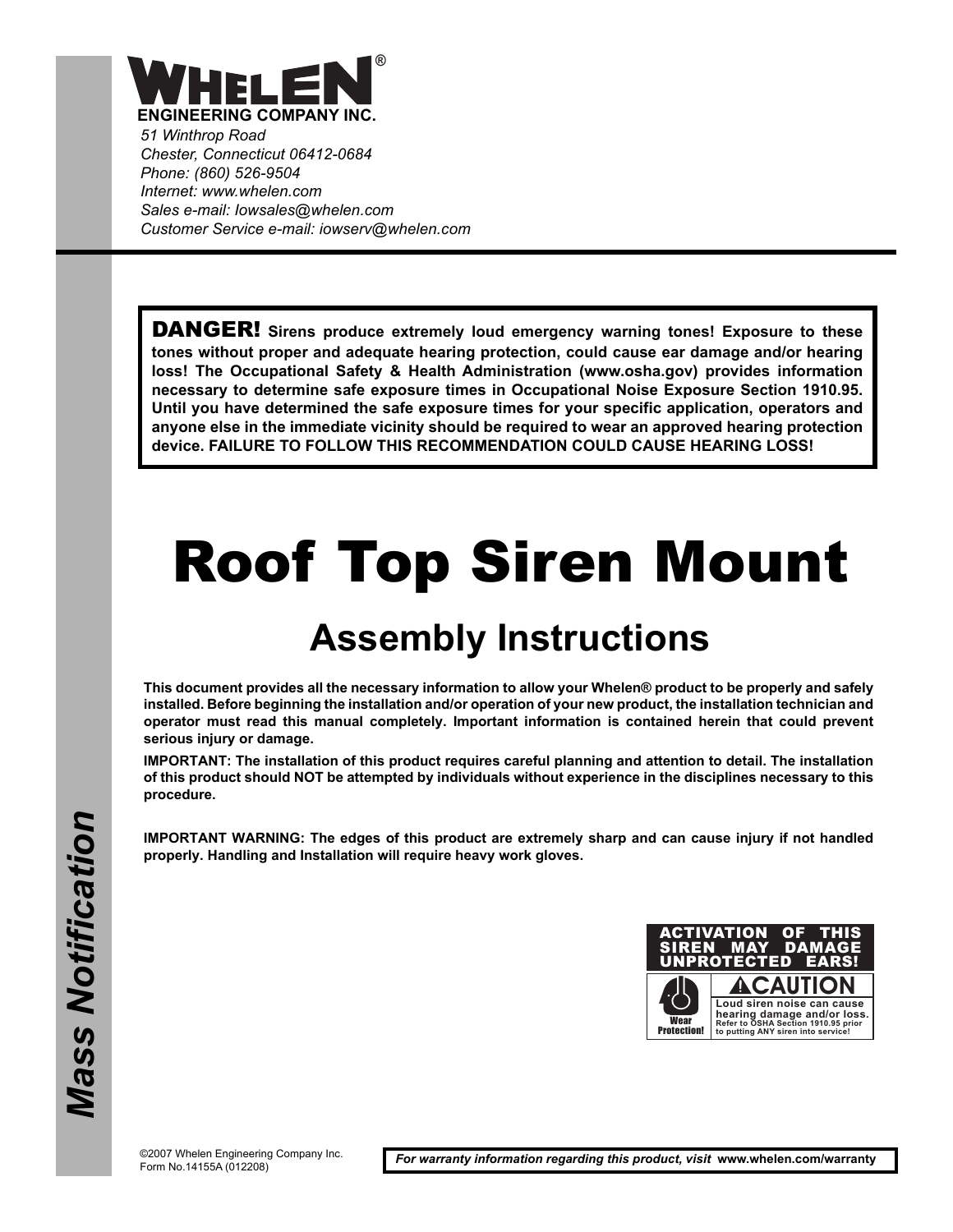**WHELEN®**

**ENGINEERING COMPANY INC.**

*51 Winthrop Road*
*Chester, Connecticut 06412-0684*
*Phone: (860) 526-9504*
*Internet: www.whelen.com*
*Sales e-mail: Iowsales@whelen.com*
*Customer Service e-mail: iowserv@whelen.com*

**DANGER! Sirens produce extremely loud emergency warning tones! Exposure to these tones without proper and adequate hearing protection, could cause ear damage and/or hearing loss! The Occupational Safety & Health Administration (www.osha.gov) provides information necessary to determine safe exposure times in Occupational Noise Exposure Section 1910.95. Until you have determined the safe exposure times for your specific application, operators and anyone else in the immediate vicinity should be required to wear an approved hearing protection device. FAILURE TO FOLLOW THIS RECOMMENDATION COULD CAUSE HEARING LOSS!**

# Roof Top Siren Mount

## Assembly Instructions

**This document provides all the necessary information to allow your Whelen® product to be properly and safely installed. Before beginning the installation and/or operation of your new product, the installation technician and operator must read this manual completely. Important information is contained herein that could prevent serious injury or damage.**

**IMPORTANT: The installation of this product requires careful planning and attention to detail. The installation of this product should NOT be attempted by individuals without experience in the disciplines necessary to this procedure.**

**IMPORTANT WARNING: The edges of this product are extremely sharp and can cause injury if not handled properly. Handling and Installation will require heavy work gloves.**

**ACTIVATION OF THIS SIREN MAY DAMAGE UNPROTECTED EARS!**

**⚠CAUTION**

**Wear Protection!**

**Loud siren noise can cause hearing damage and/or loss. Refer to OSHA Section 1910.95 prior to putting ANY siren into service!**

***Mass Notification***

©2007 Whelen Engineering Company Inc.
Form No.14155A (012208)

***For warranty information regarding this product, visit* www.whelen.com/warranty**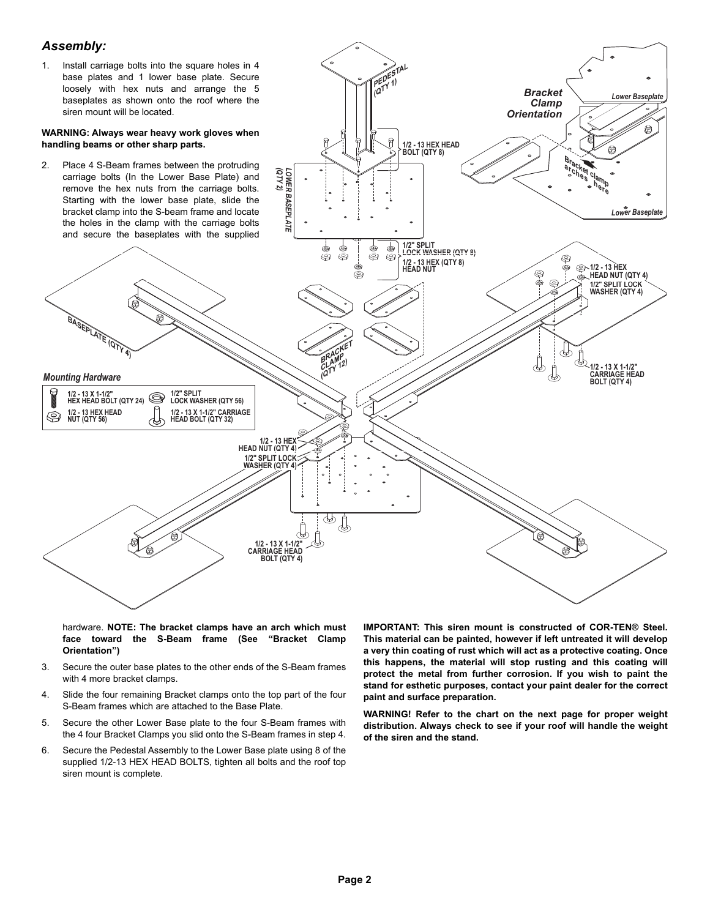## *Assembly:*

1. Install carriage bolts into the square holes in 4 base plates and 1 lower base plate. Secure loosely with hex nuts and arrange the 5 baseplates as shown onto the roof where the siren mount will be located.

**WARNING: Always wear heavy work gloves when handling beams or other sharp parts.**

2. Place 4 S-Beam frames between the protruding carriage bolts (In the Lower Base Plate) and remove the hex nuts from the carriage bolts. Starting with the lower base plate, slide the bracket clamp into the S-beam frame and locate the holes in the clamp with the carriage bolts and secure the baseplates with the supplied hardware. **NOTE: The bracket clamps have an arch which must face toward the S-Beam frame (See "Bracket Clamp Orientation")**

3. Secure the outer base plates to the other ends of the S-Beam frames with 4 more bracket clamps.

4. Slide the four remaining Bracket clamps onto the top part of the four S-Beam frames which are attached to the Base Plate.

5. Secure the other Lower Base plate to the four S-Beam frames with the 4 four Bracket Clamps you slid onto the S-Beam frames in step 4.

6. Secure the Pedestal Assembly to the Lower Base plate using 8 of the supplied 1/2-13 HEX HEAD BOLTS, tighten all bolts and the roof top siren mount is complete.

**IMPORTANT: This siren mount is constructed of COR-TEN® Steel. This material can be painted, however if left untreated it will develop a very thin coating of rust which will act as a protective coating. Once this happens, the material will stop rusting and this coating will protect the metal from further corrosion. If you wish to paint the stand for esthetic purposes, contact your paint dealer for the correct paint and surface preparation.**

**WARNING! Refer to the chart on the next page for proper weight distribution. Always check to see if your roof will handle the weight of the siren and the stand.**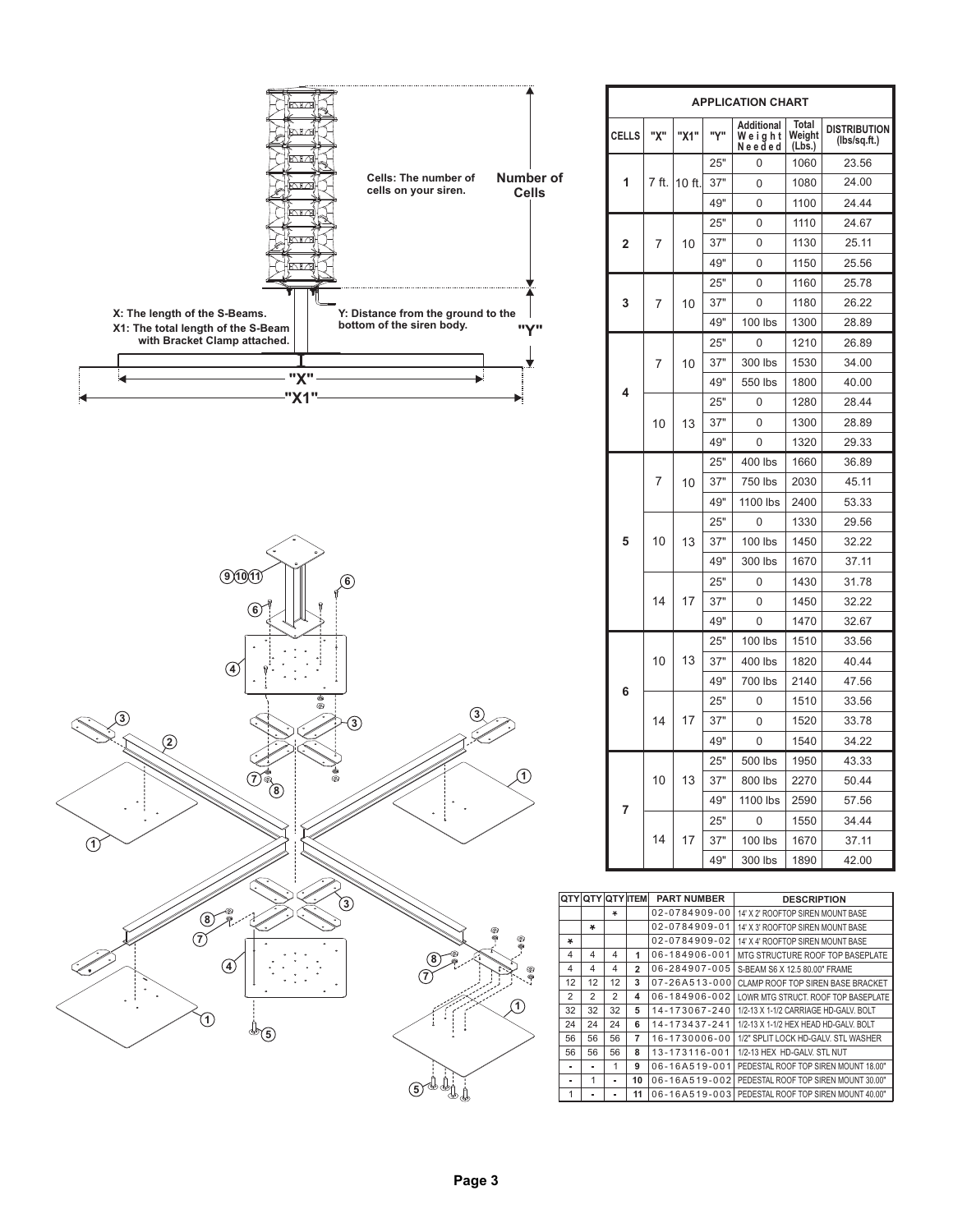Cells: The number of cells on your siren.

Number of Cells

X: The length of the S-Beams.

X1: The total length of the S-Beam with Bracket Clamp attached.

Y: Distance from the ground to the bottom of the siren body.

"Y"

"X"

"X1"

9 10 11 6 6 4 3 3 3 3 2 7 8 1 1 3 8 7 4 8 7 1 1 5 5

| APPLICATION CHART | | | | | | |
|---|---|---|---|---|---|---|
| CELLS | "X" | "X1" | "Y" | Additional Weight Needed | Total Weight (Lbs.) | DISTRIBUTION (lbs/sq.ft.) |
| 1 | 7 ft. | 10 ft. | 25" | 0 | 1060 | 23.56 |
| | | | 37" | 0 | 1080 | 24.00 |
| | | | 49" | 0 | 1100 | 24.44 |
| 2 | 7 | 10 | 25" | 0 | 1110 | 24.67 |
| | | | 37" | 0 | 1130 | 25.11 |
| | | | 49" | 0 | 1150 | 25.56 |
| 3 | 7 | 10 | 25" | 0 | 1160 | 25.78 |
| | | | 37" | 0 | 1180 | 26.22 |
| | | | 49" | 100 lbs | 1300 | 28.89 |
| 4 | 7 | 10 | 25" | 0 | 1210 | 26.89 |
| | | | 37" | 300 lbs | 1530 | 34.00 |
| | | | 49" | 550 lbs | 1800 | 40.00 |
| | 10 | 13 | 25" | 0 | 1280 | 28.44 |
| | | | 37" | 0 | 1300 | 28.89 |
| | | | 49" | 0 | 1320 | 29.33 |
| 5 | 7 | 10 | 25" | 400 lbs | 1660 | 36.89 |
| | | | 37" | 750 lbs | 2030 | 45.11 |
| | | | 49" | 1100 lbs | 2400 | 53.33 |
| | 10 | 13 | 25" | 0 | 1330 | 29.56 |
| | | | 37" | 100 lbs | 1450 | 32.22 |
| | | | 49" | 300 lbs | 1670 | 37.11 |
| | 14 | 17 | 25" | 0 | 1430 | 31.78 |
| | | | 37" | 0 | 1450 | 32.22 |
| | | | 49" | 0 | 1470 | 32.67 |
| 6 | 10 | 13 | 25" | 100 lbs | 1510 | 33.56 |
| | | | 37" | 400 lbs | 1820 | 40.44 |
| | | | 49" | 700 lbs | 2140 | 47.56 |
| | 14 | 17 | 25" | 0 | 1510 | 33.56 |
| | | | 37" | 0 | 1520 | 33.78 |
| | | | 49" | 0 | 1540 | 34.22 |
| 7 | 10 | 13 | 25" | 500 lbs | 1950 | 43.33 |
| | | | 37" | 800 lbs | 2270 | 50.44 |
| | | | 49" | 1100 lbs | 2590 | 57.56 |
| | 14 | 17 | 25" | 0 | 1550 | 34.44 |
| | | | 37" | 100 lbs | 1670 | 37.11 |
| | | | 49" | 300 lbs | 1890 | 42.00 |

| QTY | QTY | QTY | ITEM | PART NUMBER | DESCRIPTION |
|---|---|---|---|---|---|
| | | * | | 02-0784909-00 | 14' X 2' ROOFTOP SIREN MOUNT BASE |
| | * | | | 02-0784909-01 | 14' X 3' ROOFTOP SIREN MOUNT BASE |
| * | | | | 02-0784909-02 | 14' X 4' ROOFTOP SIREN MOUNT BASE |
| 4 | 4 | 4 | 1 | 06-184906-001 | MTG STRUCTURE ROOF TOP BASEPLATE |
| 4 | 4 | 4 | 2 | 06-284907-005 | S-BEAM S6 X 12.5 80.00" FRAME |
| 12 | 12 | 12 | 3 | 07-26A513-000 | CLAMP ROOF TOP SIREN BASE BRACKET |
| 2 | 2 | 2 | 4 | 06-184906-002 | LOWR MTG STRUCT. ROOF TOP BASEPLATE |
| 32 | 32 | 32 | 5 | 14-173067-240 | 1/2-13 X 1-1/2 CARRIAGE HD-GALV. BOLT |
| 24 | 24 | 24 | 6 | 14-173437-241 | 1/2-13 X 1-1/2 HEX HEAD HD-GALV. BOLT |
| 56 | 56 | 56 | 7 | 16-1730006-00 | 1/2" SPLIT LOCK HD-GALV. STL WASHER |
| 56 | 56 | 56 | 8 | 13-173116-001 | 1/2-13 HEX HD-GALV. STL NUT |
| - | - | 1 | 9 | 06-16A519-001 | PEDESTAL ROOF TOP SIREN MOUNT 18.00" |
| - | 1 | - | 10 | 06-16A519-002 | PEDESTAL ROOF TOP SIREN MOUNT 30.00" |
| 1 | - | - | 11 | 06-16A519-003 | PEDESTAL ROOF TOP SIREN MOUNT 40.00" |